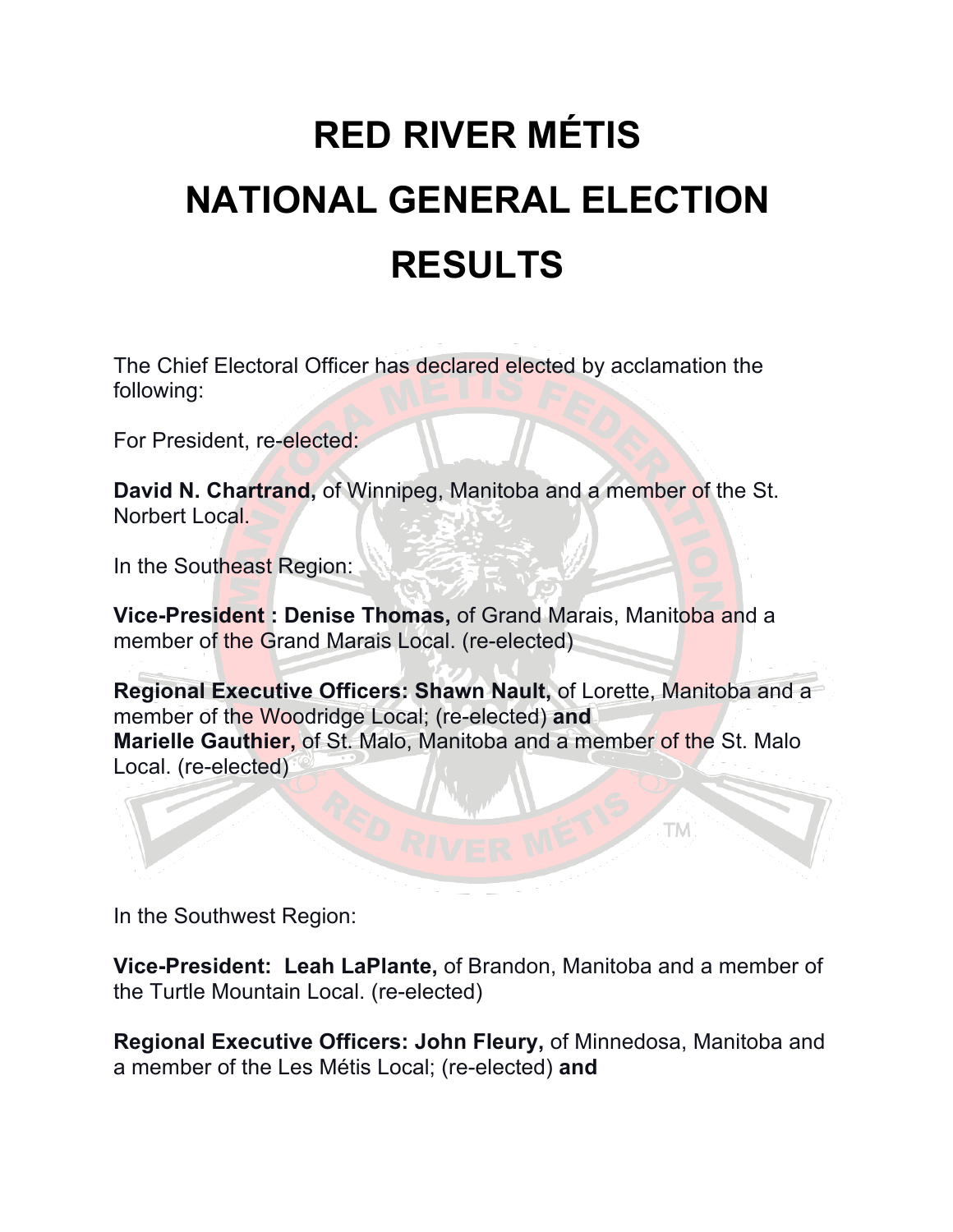# RED RIVER MÉTIS NATIONAL GENERAL ELECTION RESULTS

The Chief Electoral Officer has declared elected by acclamation the following:

For President, re-elected:

**David N. Chartrand,** of Winnipeg, Manitoba and a member of the St. Norbert Local.

In the Southeast Region:

**Vice-President : Denise Thomas,** of Grand Marais, Manitoba and a member of the Grand Marais Local. (re-elected)

**Regional Executive Officers: Shawn Nault,** of Lorette, Manitoba and a member of the Woodridge Local; (re-elected) **and**
**Marielle Gauthier,** of St. Malo, Manitoba and a member of the St. Malo Local. (re-elected)

In the Southwest Region:

**Vice-President: Leah LaPlante,** of Brandon, Manitoba and a member of the Turtle Mountain Local. (re-elected)

**Regional Executive Officers: John Fleury,** of Minnedosa, Manitoba and a member of the Les Métis Local; (re-elected) **and**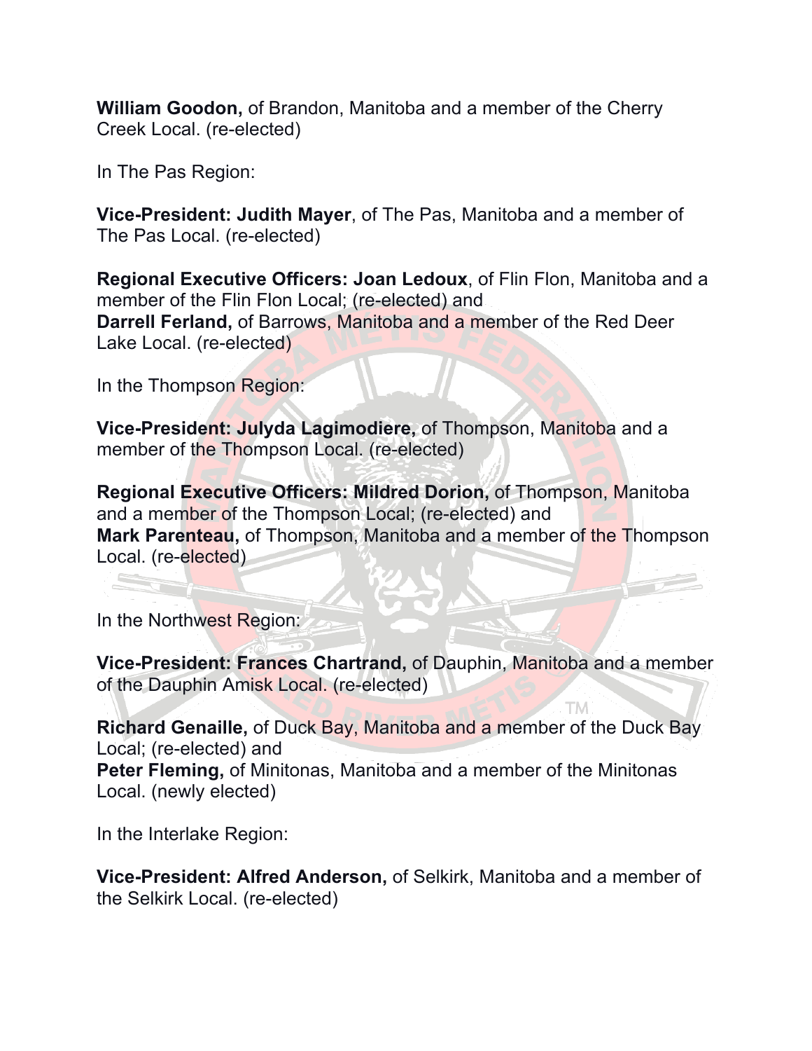**William Goodon,** of Brandon, Manitoba and a member of the Cherry Creek Local. (re-elected)

In The Pas Region:

**Vice-President: Judith Mayer**, of The Pas, Manitoba and a member of The Pas Local. (re-elected)

**Regional Executive Officers: Joan Ledoux**, of Flin Flon, Manitoba and a member of the Flin Flon Local; (re-elected) and
**Darrell Ferland,** of Barrows, Manitoba and a member of the Red Deer Lake Local. (re-elected)

In the Thompson Region:

**Vice-President: Julyda Lagimodiere,** of Thompson, Manitoba and a member of the Thompson Local. (re-elected)

**Regional Executive Officers: Mildred Dorion,** of Thompson, Manitoba and a member of the Thompson Local; (re-elected) and
**Mark Parenteau,** of Thompson, Manitoba and a member of the Thompson Local. (re-elected)

In the Northwest Region:

**Vice-President: Frances Chartrand,** of Dauphin, Manitoba and a member of the Dauphin Amisk Local. (re-elected)

**Richard Genaille,** of Duck Bay, Manitoba and a member of the Duck Bay Local; (re-elected) and
**Peter Fleming,** of Minitonas, Manitoba and a member of the Minitonas Local. (newly elected)

In the Interlake Region:

**Vice-President: Alfred Anderson,** of Selkirk, Manitoba and a member of the Selkirk Local. (re-elected)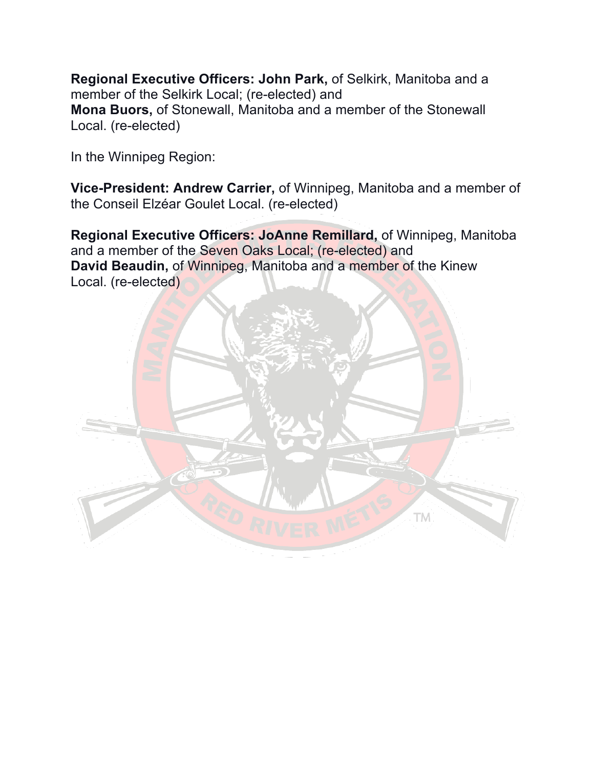**Regional Executive Officers: John Park,** of Selkirk, Manitoba and a member of the Selkirk Local; (re-elected) and
**Mona Buors,** of Stonewall, Manitoba and a member of the Stonewall Local. (re-elected)

In the Winnipeg Region:

**Vice-President: Andrew Carrier,** of Winnipeg, Manitoba and a member of the Conseil Elzéar Goulet Local. (re-elected)

**Regional Executive Officers: JoAnne Remillard,** of Winnipeg, Manitoba and a member of the Seven Oaks Local; (re-elected) and
**David Beaudin,** of Winnipeg, Manitoba and a member of the Kinew Local. (re-elected)